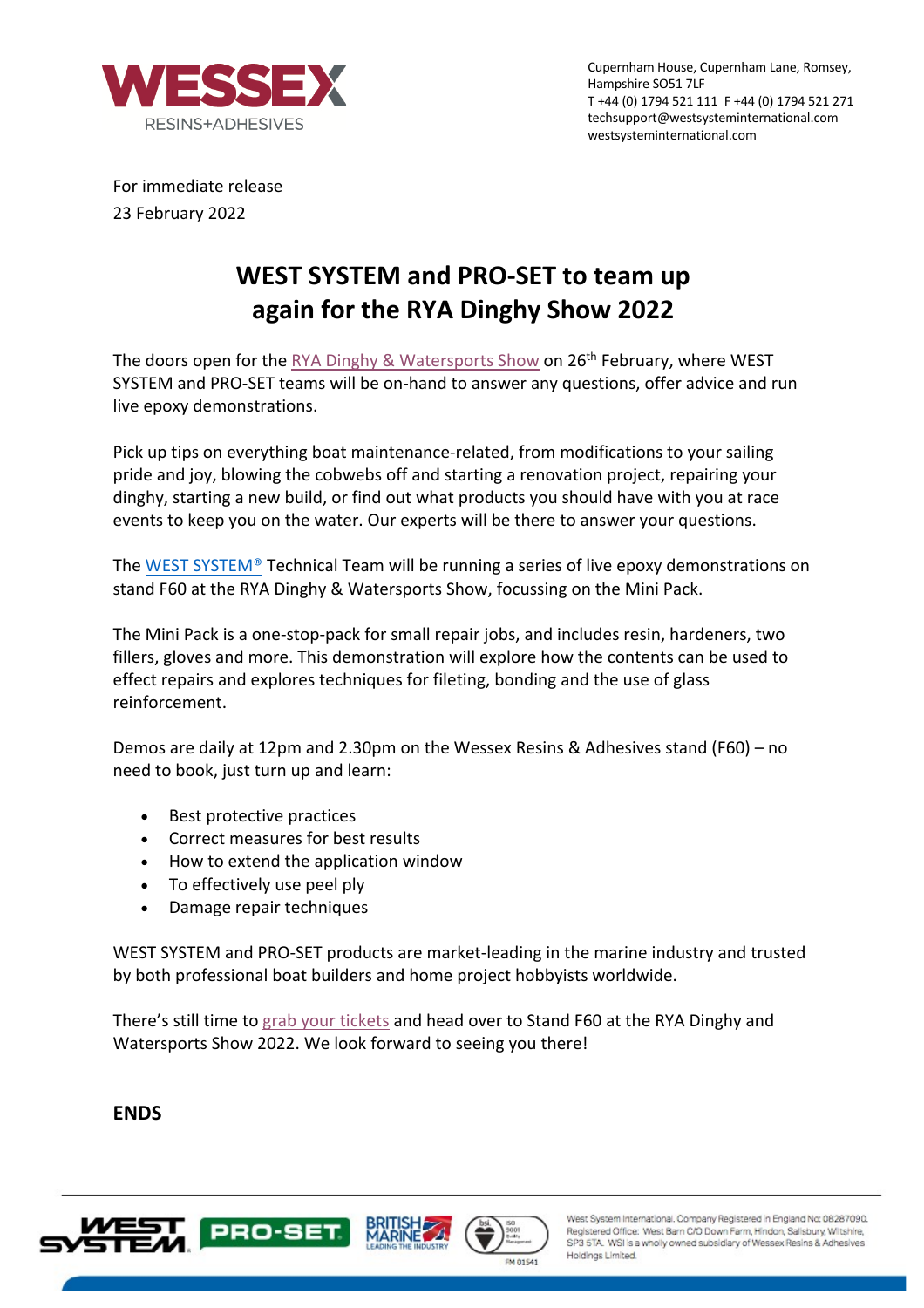WESSEX RESINS+ADHESIVES

Cupernham House, Cupernham Lane, Romsey, Hampshire SO51 7LF
T +44 (0) 1794 521 111 F +44 (0) 1794 521 271
techsupport@westsysteminternational.com
westsysteminternational.com

For immediate release
23 February 2022

# WEST SYSTEM and PRO-SET to team up again for the RYA Dinghy Show 2022

The doors open for the RYA Dinghy & Watersports Show on 26th February, where WEST SYSTEM and PRO-SET teams will be on-hand to answer any questions, offer advice and run live epoxy demonstrations.

Pick up tips on everything boat maintenance-related, from modifications to your sailing pride and joy, blowing the cobwebs off and starting a renovation project, repairing your dinghy, starting a new build, or find out what products you should have with you at race events to keep you on the water. Our experts will be there to answer your questions.

The WEST SYSTEM® Technical Team will be running a series of live epoxy demonstrations on stand F60 at the RYA Dinghy & Watersports Show, focussing on the Mini Pack.

The Mini Pack is a one-stop-pack for small repair jobs, and includes resin, hardeners, two fillers, gloves and more. This demonstration will explore how the contents can be used to effect repairs and explores techniques for fileting, bonding and the use of glass reinforcement.

Demos are daily at 12pm and 2.30pm on the Wessex Resins & Adhesives stand (F60) – no need to book, just turn up and learn:

- Best protective practices
- Correct measures for best results
- How to extend the application window
- To effectively use peel ply
- Damage repair techniques

WEST SYSTEM and PRO-SET products are market-leading in the marine industry and trusted by both professional boat builders and home project hobbyists worldwide.

There's still time to grab your tickets and head over to Stand F60 at the RYA Dinghy and Watersports Show 2022. We look forward to seeing you there!

**ENDS**

West System International. Company Registered in England No: 08287090. Registered Office: West Barn C/O Down Farm, Hindon, Salisbury, Wiltshire, SP3 5TA. WSI is a wholly owned subsidiary of Wessex Resins & Adhesives Holdings Limited.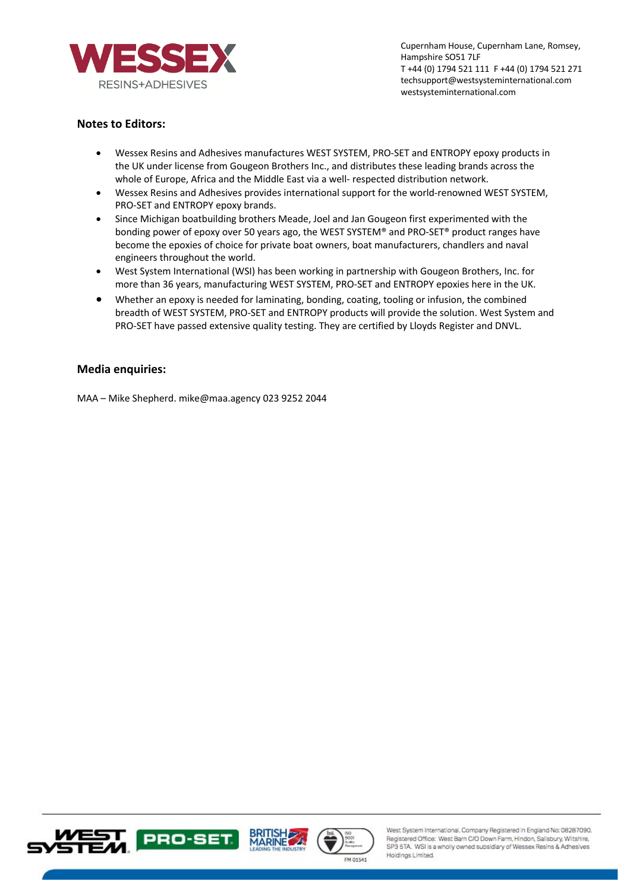Cupernham House, Cupernham Lane, Romsey, Hampshire SO51 7LF
T +44 (0) 1794 521 111 F +44 (0) 1794 521 271
techsupport@westsysteminternational.com
westsysteminternational.com

## Notes to Editors:

- Wessex Resins and Adhesives manufactures WEST SYSTEM, PRO-SET and ENTROPY epoxy products in the UK under license from Gougeon Brothers Inc., and distributes these leading brands across the whole of Europe, Africa and the Middle East via a well- respected distribution network.
- Wessex Resins and Adhesives provides international support for the world-renowned WEST SYSTEM, PRO-SET and ENTROPY epoxy brands.
- Since Michigan boatbuilding brothers Meade, Joel and Jan Gougeon first experimented with the bonding power of epoxy over 50 years ago, the WEST SYSTEM® and PRO-SET® product ranges have become the epoxies of choice for private boat owners, boat manufacturers, chandlers and naval engineers throughout the world.
- West System International (WSI) has been working in partnership with Gougeon Brothers, Inc. for more than 36 years, manufacturing WEST SYSTEM, PRO-SET and ENTROPY epoxies here in the UK.
- Whether an epoxy is needed for laminating, bonding, coating, tooling or infusion, the combined breadth of WEST SYSTEM, PRO-SET and ENTROPY products will provide the solution. West System and PRO-SET have passed extensive quality testing. They are certified by Lloyds Register and DNVL.

## Media enquiries:

MAA – Mike Shepherd. mike@maa.agency 023 9252 2044

West System International. Company Registered in England No: 08287090. Registered Office: West Barn C/O Down Farm, Hindon, Salisbury, Wiltshire, SP3 5TA. WSI is a wholly owned subsidiary of Wessex Resins & Adhesives Holdings Limited.